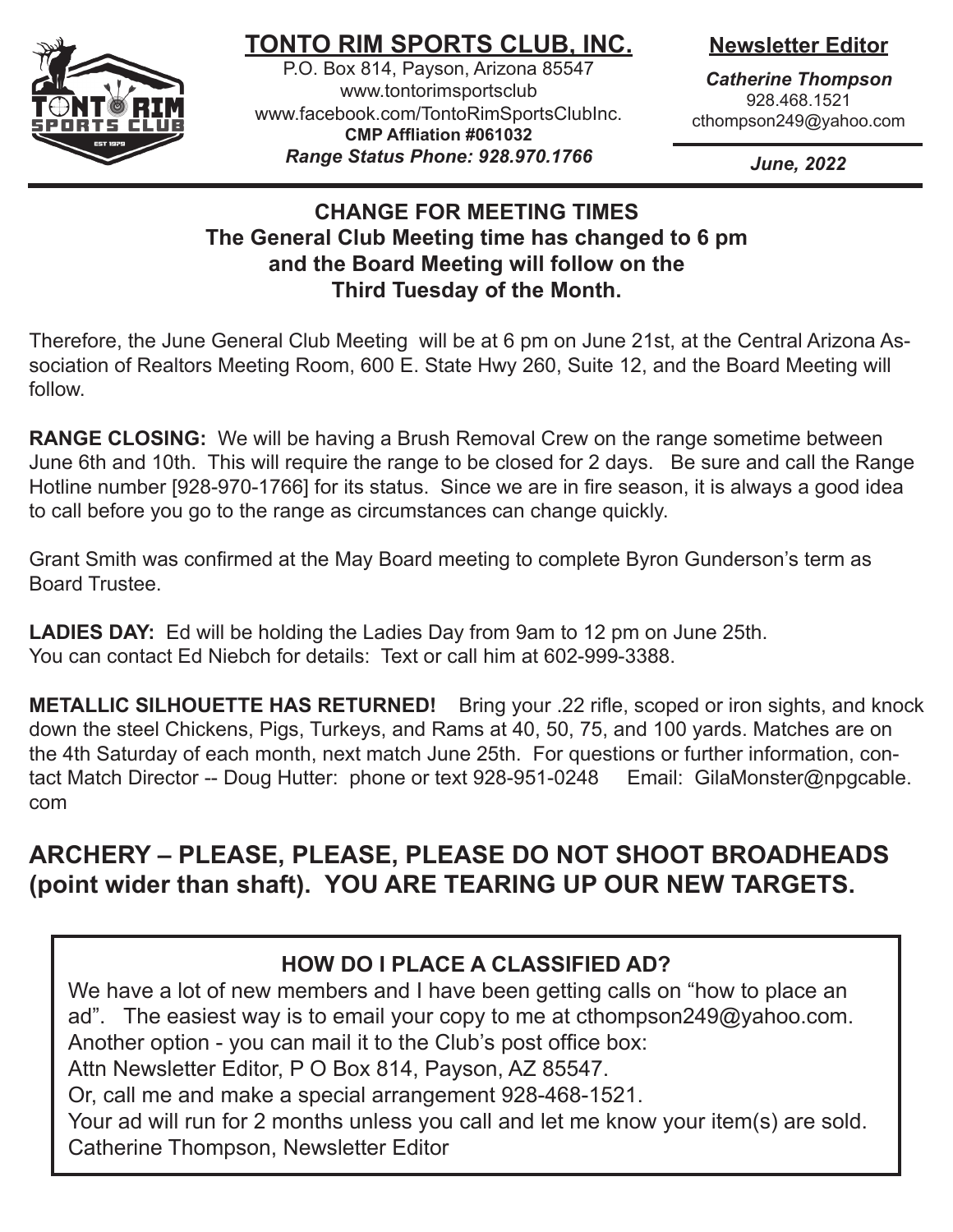# TONTO RIM SPORTS CLUB, INC.

P.O. Box 814, Payson, Arizona 85547
www.tontorimsportsclub
www.facebook.com/TontoRimSportsClubInc.
**CMP Affliation #061032**
***Range Status Phone: 928.970.1766***

**Newsletter Editor**

***Catherine Thompson***
928.468.1521
cthompson249@yahoo.com

***June, 2022***

---

**CHANGE FOR MEETING TIMES**
**The General Club Meeting time has changed to 6 pm and the Board Meeting will follow on the Third Tuesday of the Month.**

Therefore, the June General Club Meeting will be at 6 pm on June 21st, at the Central Arizona Association of Realtors Meeting Room, 600 E. State Hwy 260, Suite 12, and the Board Meeting will follow.

**RANGE CLOSING:** We will be having a Brush Removal Crew on the range sometime between June 6th and 10th. This will require the range to be closed for 2 days. Be sure and call the Range Hotline number [928-970-1766] for its status. Since we are in fire season, it is always a good idea to call before you go to the range as circumstances can change quickly.

Grant Smith was confirmed at the May Board meeting to complete Byron Gunderson's term as Board Trustee.

**LADIES DAY:** Ed will be holding the Ladies Day from 9am to 12 pm on June 25th.
You can contact Ed Niebch for details: Text or call him at 602-999-3388.

**METALLIC SILHOUETTE HAS RETURNED!** Bring your .22 rifle, scoped or iron sights, and knock down the steel Chickens, Pigs, Turkeys, and Rams at 40, 50, 75, and 100 yards. Matches are on the 4th Saturday of each month, next match June 25th. For questions or further information, contact Match Director -- Doug Hutter: phone or text 928-951-0248 Email: GilaMonster@npgcable.com

## ARCHERY – PLEASE, PLEASE, PLEASE DO NOT SHOOT BROADHEADS (point wider than shaft). YOU ARE TEARING UP OUR NEW TARGETS.

**HOW DO I PLACE A CLASSIFIED AD?**

We have a lot of new members and I have been getting calls on "how to place an ad". The easiest way is to email your copy to me at cthompson249@yahoo.com.
Another option - you can mail it to the Club's post office box:
Attn Newsletter Editor, P O Box 814, Payson, AZ 85547.
Or, call me and make a special arrangement 928-468-1521.
Your ad will run for 2 months unless you call and let me know your item(s) are sold.
Catherine Thompson, Newsletter Editor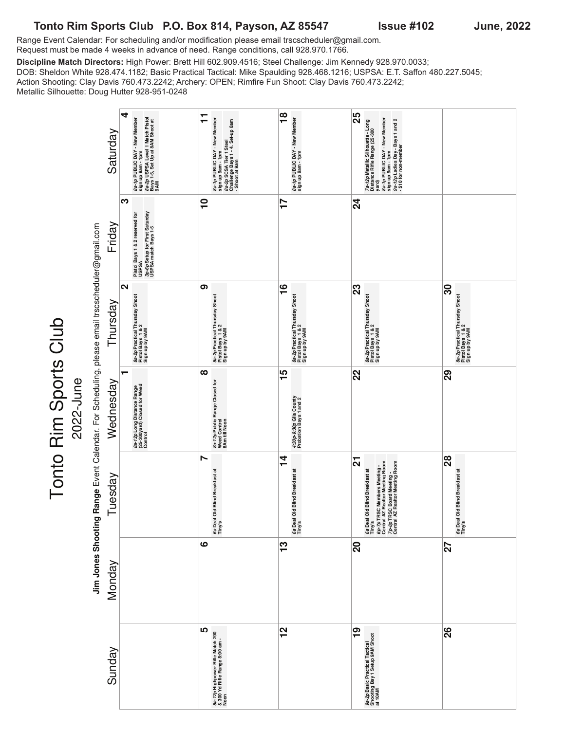**Tonto Rim Sports Club P.O. Box 814, Payson, AZ 85547 Issue #102 June, 2022**

Range Event Calendar: For scheduling and/or modification please email trscscheduler@gmail.com.
Request must be made 4 weeks in advance of need. Range conditions, call 928.970.1766.

**Discipline Match Directors:** High Power: Brett Hill 602.909.4516; Steel Challenge: Jim Kennedy 928.970.0033; DOB: Sheldon White 928.474.1182; Basic Practical Tactical: Mike Spaulding 928.468.1216; USPSA: E.T. Saffon 480.227.5045; Action Shooting: Clay Davis 760.473.2242; Archery: OPEN; Rimfire Fun Shoot: Clay Davis 760.473.2242; Metallic Silhouette: Doug Hutter 928-951-0248

# Tonto Rim Sports Club

## 2022-June

**Jim Jones Shooting Range** Event Calendar. For Scheduling, please email trscscheduler@gmail.com

| Sunday | Monday | Tuesday | Wednesday | Thursday | Friday | Saturday |
|---|---|---|---|---|---|---|
| | | | **1** *8a-12p* Long Distance Range (25-300yard) Closed for Weed Control | **2** *8a-2p* Practical Thursday Shoot Pistol Bays 1 & 2 Sign up by 9AM | **3** Pistol Bays 1 & 2 reserved for USPSA *3p-6p* Setup for First Saturday USPSA match Bays 1-5 | **4** *8a-1p* PUBLIC DAY - New Member sign up 9am - 1pm *8a-2p* USPSA Level 1 Match Pistol Bays 1-5, Set Up at 8AM Shoot at 9AM |
| **5** *8a-12p* Highpower Rifle Match 200 & 300 Yd Rifle Range 8:00 am - Noon | **6** | **7** *6a* Deaf Old Blind Breakfast at Tiny's | **8** *8a-12p* Public Range Closed for Weed Control 8Am till Noon | **9** *8a-2p* Practical Thursday Shoot Pistol Bays 1 & 2 Sign up by 9AM | **10** | **11** *8a-1p* PUBLIC DAY - New Member sign up 9am - 1pm *8a-2p* SCSA Tier 1 Steel Challenge Bays 1 - 4. Set-up 8am - Shoot at 9am |
| **12** | **13** | **14** *6a* Deaf Old Blind Breakfast at Tiny's | **15** *4:30p-9:30p* Gila County Probation Bays 1 and 2 | **16** *8a-2p* Practical Thursday Shoot Pistol Bays 1 & 2 Sign up by 9AM | **17** | **18** *8a-1p* PUBLIC DAY - New Member sign up 9am - 1pm |
| **19** *9a-2p* Basic Practical Tactical Shooting Bay 1 Setup 9AM Shoot at 10AM | **20** | **21** *6a* Deaf Old Blind Breakfast at Tiny's *6p-7p* TRSC Members Meeting - Central AZ Realtor Meeting Room *7p-8p* TRSC Board Meeting - Central AZ Realtor Meeting Room | **22** | **23** *8a-2p* Practical Thursday Shoot Pistol Bays 1 & 2 Sign up by 9AM | **24** | **25** *7a-12p* Metallic Silhouette - Long Distance Rifle Range (25-300 yard) *8a-1p* PUBLIC DAY - New Member sign up 9am - 1pm *9a-12p* Ladies Day - Bays 1 and 2 - $10 for non-member |
| **26** | **27** | **28** *6a* Deaf Old Blind Breakfast at Tiny's | **29** | **30** *8a-2p* Practical Thursday Shoot Pistol Bays 1 & 2 Sign up by 9AM | | |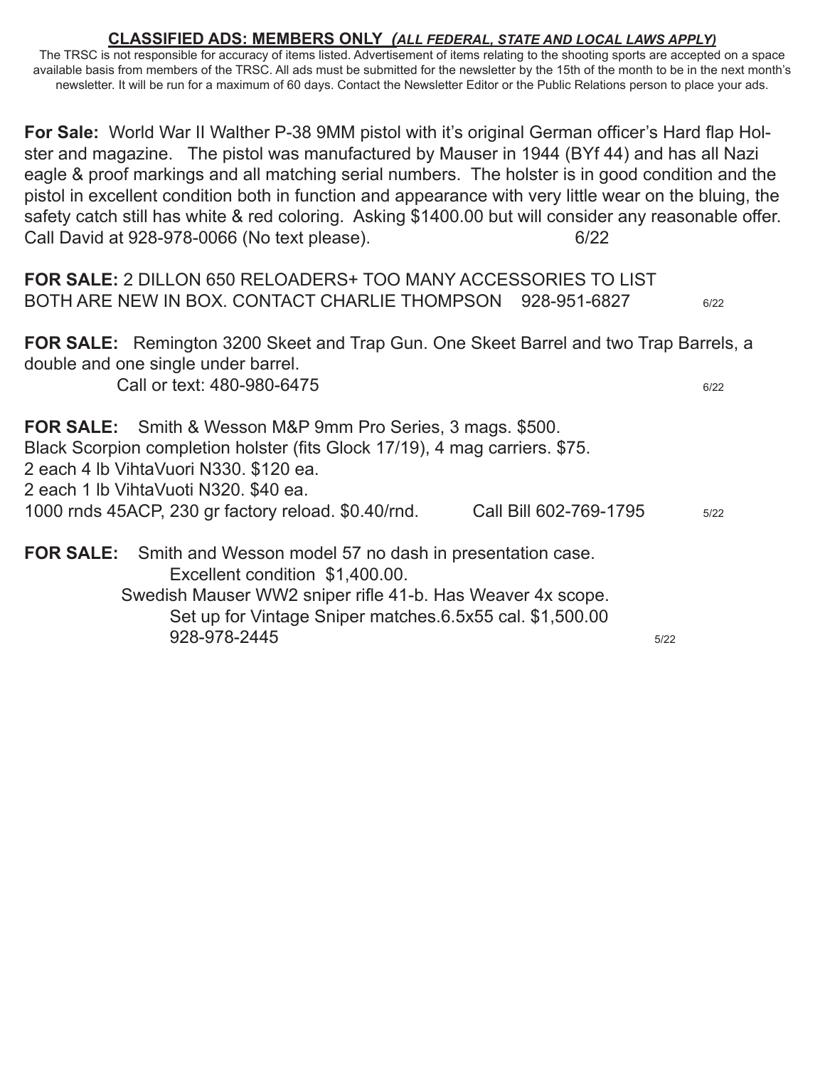**CLASSIFIED ADS: MEMBERS ONLY *(ALL FEDERAL, STATE AND LOCAL LAWS APPLY)***

The TRSC is not responsible for accuracy of items listed. Advertisement of items relating to the shooting sports are accepted on a space available basis from members of the TRSC. All ads must be submitted for the newsletter by the 15th of the month to be in the next month's newsletter. It will be run for a maximum of 60 days. Contact the Newsletter Editor or the Public Relations person to place your ads.

**For Sale:** World War II Walther P-38 9MM pistol with it's original German officer's Hard flap Holster and magazine. The pistol was manufactured by Mauser in 1944 (BYf 44) and has all Nazi eagle & proof markings and all matching serial numbers. The holster is in good condition and the pistol in excellent condition both in function and appearance with very little wear on the bluing, the safety catch still has white & red coloring. Asking $1400.00 but will consider any reasonable offer. Call David at 928-978-0066 (No text please). 6/22

**FOR SALE:** 2 DILLON 650 RELOADERS+ TOO MANY ACCESSORIES TO LIST BOTH ARE NEW IN BOX. CONTACT CHARLIE THOMPSON 928-951-6827 6/22

**FOR SALE:** Remington 3200 Skeet and Trap Gun. One Skeet Barrel and two Trap Barrels, a double and one single under barrel.
Call or text: 480-980-6475 6/22

**FOR SALE:** Smith & Wesson M&P 9mm Pro Series, 3 mags. $500.
Black Scorpion completion holster (fits Glock 17/19), 4 mag carriers. $75.
2 each 4 lb VihtaVuori N330. $120 ea.
2 each 1 lb VihtaVuoti N320. $40 ea.
1000 rnds 45ACP, 230 gr factory reload. $0.40/rnd. Call Bill 602-769-1795 5/22

**FOR SALE:** Smith and Wesson model 57 no dash in presentation case.
Excellent condition $1,400.00.
Swedish Mauser WW2 sniper rifle 41-b. Has Weaver 4x scope.
Set up for Vintage Sniper matches.6.5x55 cal. $1,500.00
928-978-2445 5/22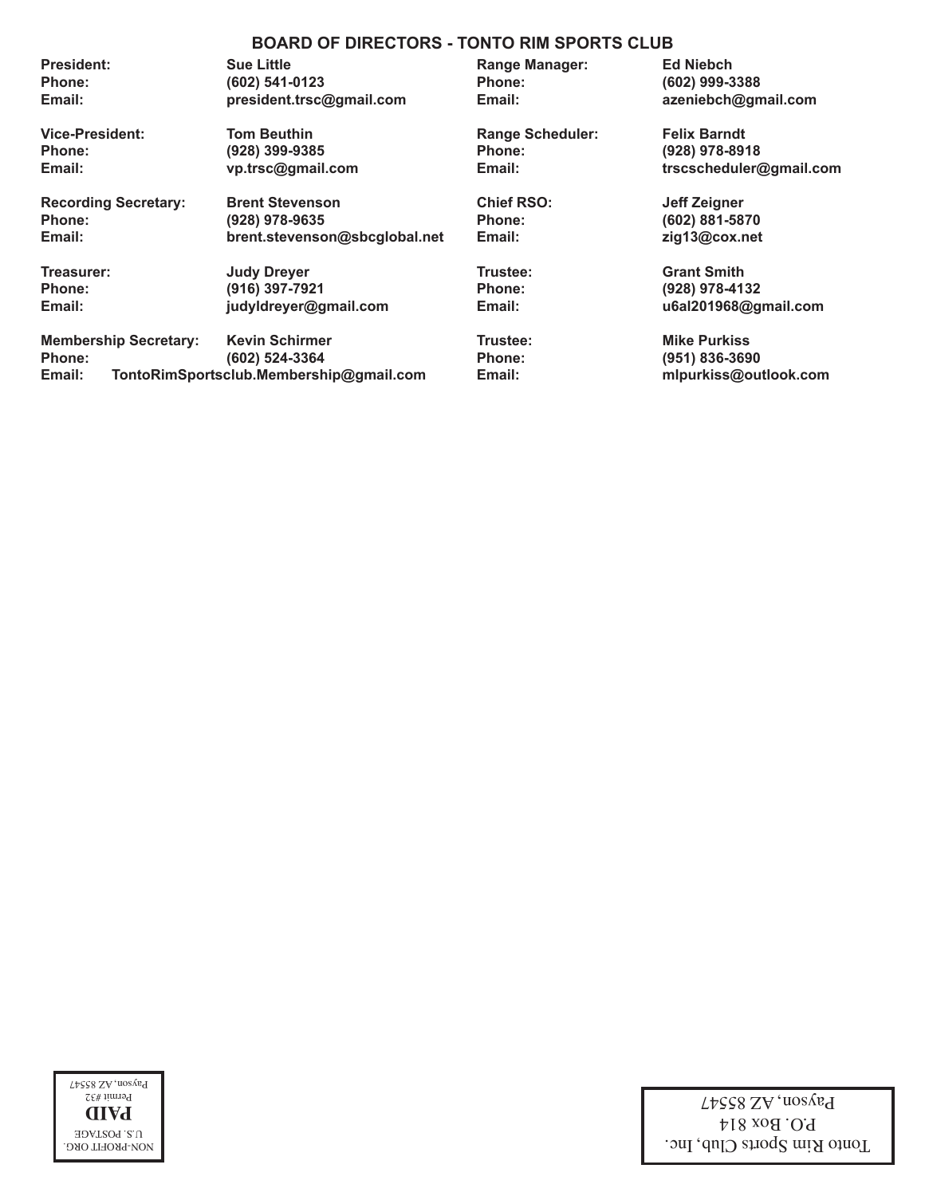## BOARD OF DIRECTORS - TONTO RIM SPORTS CLUB

**President:** Sue Little
**Phone:** (602) 541-0123
**Email:** president.trsc@gmail.com

**Vice-President:** Tom Beuthin
**Phone:** (928) 399-9385
**Email:** vp.trsc@gmail.com

**Recording Secretary:** Brent Stevenson
**Phone:** (928) 978-9635
**Email:** brent.stevenson@sbcglobal.net

**Treasurer:** Judy Dreyer
**Phone:** (916) 397-7921
**Email:** judyldreyer@gmail.com

**Membership Secretary:** Kevin Schirmer
**Phone:** (602) 524-3364
**Email:** TontoRimSportsclub.Membership@gmail.com

**Range Manager:** Ed Niebch
**Phone:** (602) 999-3388
**Email:** azeniebch@gmail.com

**Range Scheduler:** Felix Barndt
**Phone:** (928) 978-8918
**Email:** trscscheduler@gmail.com

**Chief RSO:** Jeff Zeigner
**Phone:** (602) 881-5870
**Email:** zig13@cox.net

**Trustee:** Grant Smith
**Phone:** (928) 978-4132
**Email:** u6al201968@gmail.com

**Trustee:** Mike Purkiss
**Phone:** (951) 836-3690
**Email:** mlpurkiss@outlook.com

NON-PROFIT ORG.
U.S. POSTAGE
**PAID**
Permit #32
Payson, AZ 85547

Tonto Rim Sports Club, Inc.
P.O. Box 814
Payson, AZ 85547